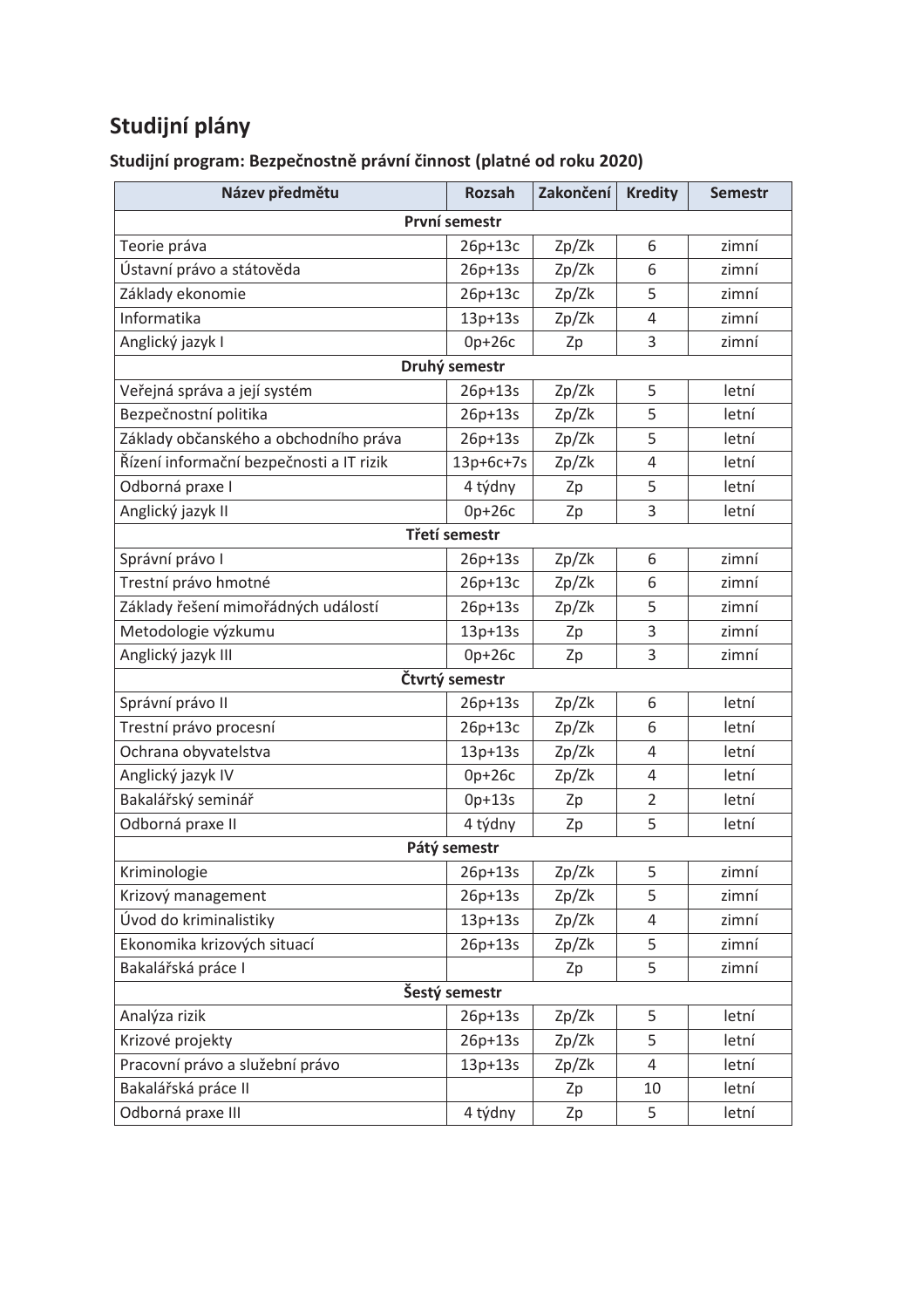# Studijní plány

## Studijní program: Bezpečnostně právní činnost (platné od roku 2020)

| Název předmětu | Rozsah | Zakončení | Kredity | Semestr |
|---|---|---|---|---|
| **První semestr** | | | | |
| Teorie práva | 26p+13c | Zp/Zk | 6 | zimní |
| Ústavní právo a státověda | 26p+13s | Zp/Zk | 6 | zimní |
| Základy ekonomie | 26p+13c | Zp/Zk | 5 | zimní |
| Informatika | 13p+13s | Zp/Zk | 4 | zimní |
| Anglický jazyk I | 0p+26c | Zp | 3 | zimní |
| **Druhý semestr** | | | | |
| Veřejná správa a její systém | 26p+13s | Zp/Zk | 5 | letní |
| Bezpečnostní politika | 26p+13s | Zp/Zk | 5 | letní |
| Základy občanského a obchodního práva | 26p+13s | Zp/Zk | 5 | letní |
| Řízení informační bezpečnosti a IT rizik | 13p+6c+7s | Zp/Zk | 4 | letní |
| Odborná praxe I | 4 týdny | Zp | 5 | letní |
| Anglický jazyk II | 0p+26c | Zp | 3 | letní |
| **Třetí semestr** | | | | |
| Správní právo I | 26p+13s | Zp/Zk | 6 | zimní |
| Trestní právo hmotné | 26p+13c | Zp/Zk | 6 | zimní |
| Základy řešení mimořádných událostí | 26p+13s | Zp/Zk | 5 | zimní |
| Metodologie výzkumu | 13p+13s | Zp | 3 | zimní |
| Anglický jazyk III | 0p+26c | Zp | 3 | zimní |
| **Čtvrtý semestr** | | | | |
| Správní právo II | 26p+13s | Zp/Zk | 6 | letní |
| Trestní právo procesní | 26p+13c | Zp/Zk | 6 | letní |
| Ochrana obyvatelstva | 13p+13s | Zp/Zk | 4 | letní |
| Anglický jazyk IV | 0p+26c | Zp/Zk | 4 | letní |
| Bakalářský seminář | 0p+13s | Zp | 2 | letní |
| Odborná praxe II | 4 týdny | Zp | 5 | letní |
| **Pátý semestr** | | | | |
| Kriminologie | 26p+13s | Zp/Zk | 5 | zimní |
| Krizový management | 26p+13s | Zp/Zk | 5 | zimní |
| Úvod do kriminalistiky | 13p+13s | Zp/Zk | 4 | zimní |
| Ekonomika krizových situací | 26p+13s | Zp/Zk | 5 | zimní |
| Bakalářská práce I | | Zp | 5 | zimní |
| **Šestý semestr** | | | | |
| Analýza rizik | 26p+13s | Zp/Zk | 5 | letní |
| Krizové projekty | 26p+13s | Zp/Zk | 5 | letní |
| Pracovní právo a služební právo | 13p+13s | Zp/Zk | 4 | letní |
| Bakalářská práce II | | Zp | 10 | letní |
| Odborná praxe III | 4 týdny | Zp | 5 | letní |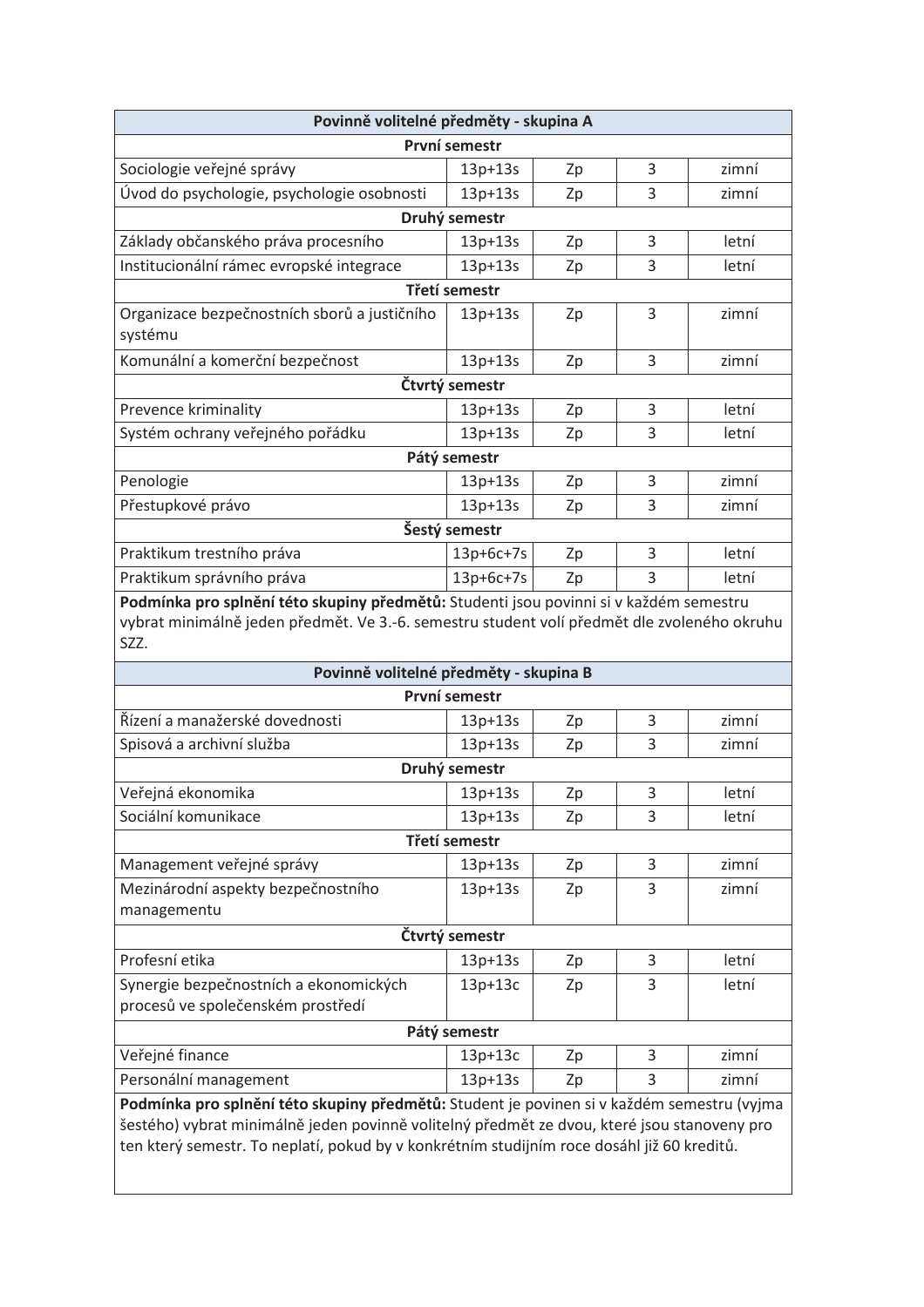| Povinně volitelné předměty - skupina A | | | | |
|---|---|---|---|---|
| **První semestr** | | | | |
| Sociologie veřejné správy | 13p+13s | Zp | 3 | zimní |
| Úvod do psychologie, psychologie osobnosti | 13p+13s | Zp | 3 | zimní |
| **Druhý semestr** | | | | |
| Základy občanského práva procesního | 13p+13s | Zp | 3 | letní |
| Institucionální rámec evropské integrace | 13p+13s | Zp | 3 | letní |
| **Třetí semestr** | | | | |
| Organizace bezpečnostních sborů a justičního systému | 13p+13s | Zp | 3 | zimní |
| Komunální a komerční bezpečnost | 13p+13s | Zp | 3 | zimní |
| **Čtvrtý semestr** | | | | |
| Prevence kriminality | 13p+13s | Zp | 3 | letní |
| Systém ochrany veřejného pořádku | 13p+13s | Zp | 3 | letní |
| **Pátý semestr** | | | | |
| Penologie | 13p+13s | Zp | 3 | zimní |
| Přestupkové právo | 13p+13s | Zp | 3 | zimní |
| **Šestý semestr** | | | | |
| Praktikum trestního práva | 13p+6c+7s | Zp | 3 | letní |
| Praktikum správního práva | 13p+6c+7s | Zp | 3 | letní |

**Podmínka pro splnění této skupiny předmětů:** Studenti jsou povinni si v každém semestru vybrat minimálně jeden předmět. Ve 3.-6. semestru student volí předmět dle zvoleného okruhu SZZ.

| Povinně volitelné předměty - skupina B | | | | |
|---|---|---|---|---|
| **První semestr** | | | | |
| Řízení a manažerské dovednosti | 13p+13s | Zp | 3 | zimní |
| Spisová a archivní služba | 13p+13s | Zp | 3 | zimní |
| **Druhý semestr** | | | | |
| Veřejná ekonomika | 13p+13s | Zp | 3 | letní |
| Sociální komunikace | 13p+13s | Zp | 3 | letní |
| **Třetí semestr** | | | | |
| Management veřejné správy | 13p+13s | Zp | 3 | zimní |
| Mezinárodní aspekty bezpečnostního managementu | 13p+13s | Zp | 3 | zimní |
| **Čtvrtý semestr** | | | | |
| Profesní etika | 13p+13s | Zp | 3 | letní |
| Synergie bezpečnostních a ekonomických procesů ve společenském prostředí | 13p+13c | Zp | 3 | letní |
| **Pátý semestr** | | | | |
| Veřejné finance | 13p+13c | Zp | 3 | zimní |
| Personální management | 13p+13s | Zp | 3 | zimní |

**Podmínka pro splnění této skupiny předmětů:** Student je povinen si v každém semestru (vyjma šestého) vybrat minimálně jeden povinně volitelný předmět ze dvou, které jsou stanoveny pro ten který semestr. To neplatí, pokud by v konkrétním studijním roce dosáhl již 60 kreditů.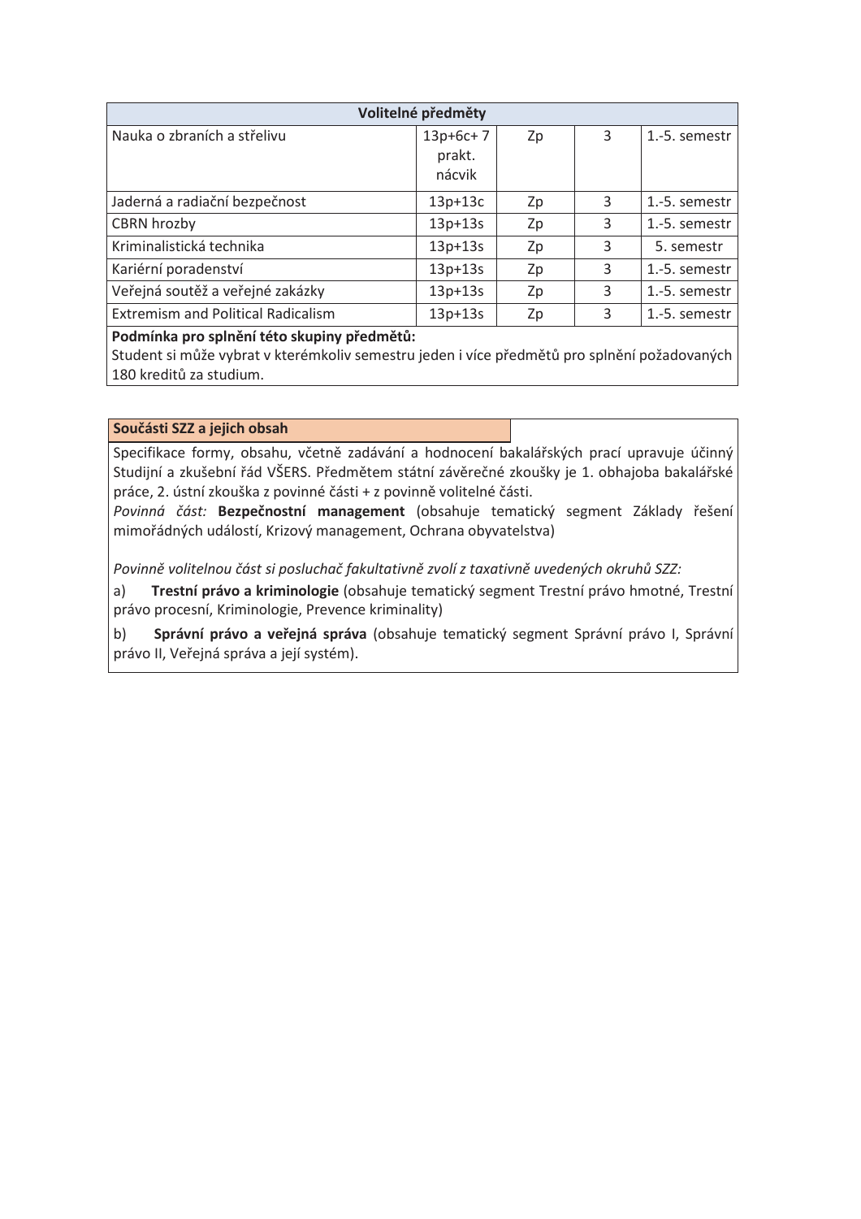| Volitelné předměty | | | | |
|---|---|---|---|---|
| Nauka o zbraních a střelivu | 13p+6c+ 7 prakt. nácvik | Zp | 3 | 1.-5. semestr |
| Jaderná a radiační bezpečnost | 13p+13c | Zp | 3 | 1.-5. semestr |
| CBRN hrozby | 13p+13s | Zp | 3 | 1.-5. semestr |
| Kriminalistická technika | 13p+13s | Zp | 3 | 5. semestr |
| Kariérní poradenství | 13p+13s | Zp | 3 | 1.-5. semestr |
| Veřejná soutěž a veřejné zakázky | 13p+13s | Zp | 3 | 1.-5. semestr |
| Extremism and Political Radicalism | 13p+13s | Zp | 3 | 1.-5. semestr |

**Podmínka pro splnění této skupiny předmětů:**
Student si může vybrat v kterémkoliv semestru jeden i více předmětů pro splnění požadovaných 180 kreditů za studium.

**Součásti SZZ a jejich obsah**

Specifikace formy, obsahu, včetně zadávání a hodnocení bakalářských prací upravuje účinný Studijní a zkušební řád VŠERS. Předmětem státní závěrečné zkoušky je 1. obhajoba bakalářské práce, 2. ústní zkouška z povinné části + z povinně volitelné části.

*Povinná část:* **Bezpečnostní management** (obsahuje tematický segment Základy řešení mimořádných událostí, Krizový management, Ochrana obyvatelstva)

*Povinně volitelnou část si posluchač fakultativně zvolí z taxativně uvedených okruhů SZZ:*

a) **Trestní právo a kriminologie** (obsahuje tematický segment Trestní právo hmotné, Trestní právo procesní, Kriminologie, Prevence kriminality)

b) **Správní právo a veřejná správa** (obsahuje tematický segment Správní právo I, Správní právo II, Veřejná správa a její systém).